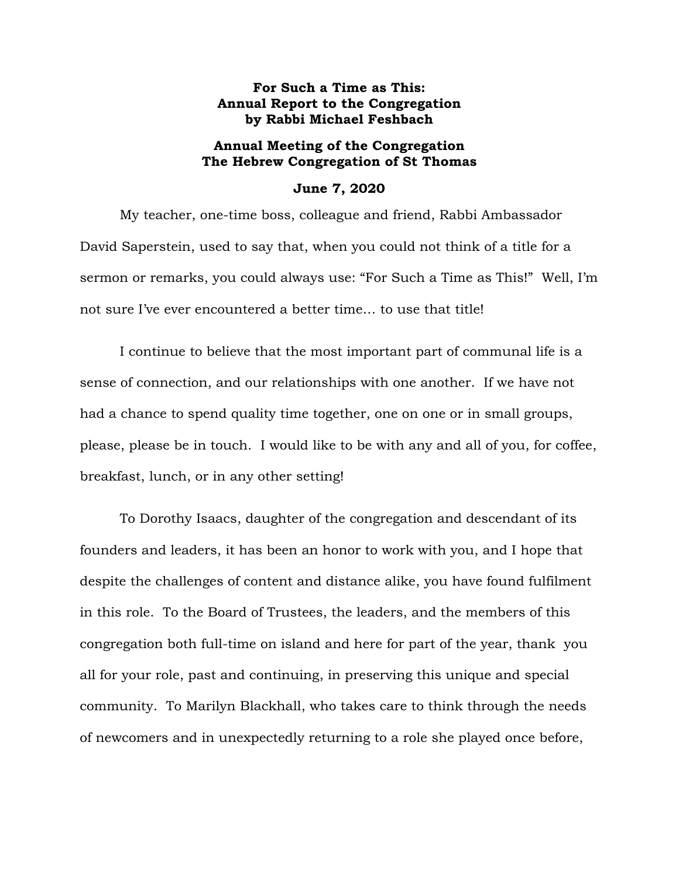**For Such a Time as This:**
**Annual Report to the Congregation**
**by Rabbi Michael Feshbach**

**Annual Meeting of the Congregation**
**The Hebrew Congregation of St Thomas**

**June 7, 2020**

My teacher, one-time boss, colleague and friend, Rabbi Ambassador David Saperstein, used to say that, when you could not think of a title for a sermon or remarks, you could always use: "For Such a Time as This!" Well, I'm not sure I've ever encountered a better time… to use that title!

I continue to believe that the most important part of communal life is a sense of connection, and our relationships with one another. If we have not had a chance to spend quality time together, one on one or in small groups, please, please be in touch. I would like to be with any and all of you, for coffee, breakfast, lunch, or in any other setting!

To Dorothy Isaacs, daughter of the congregation and descendant of its founders and leaders, it has been an honor to work with you, and I hope that despite the challenges of content and distance alike, you have found fulfilment in this role. To the Board of Trustees, the leaders, and the members of this congregation both full-time on island and here for part of the year, thank you all for your role, past and continuing, in preserving this unique and special community. To Marilyn Blackhall, who takes care to think through the needs of newcomers and in unexpectedly returning to a role she played once before,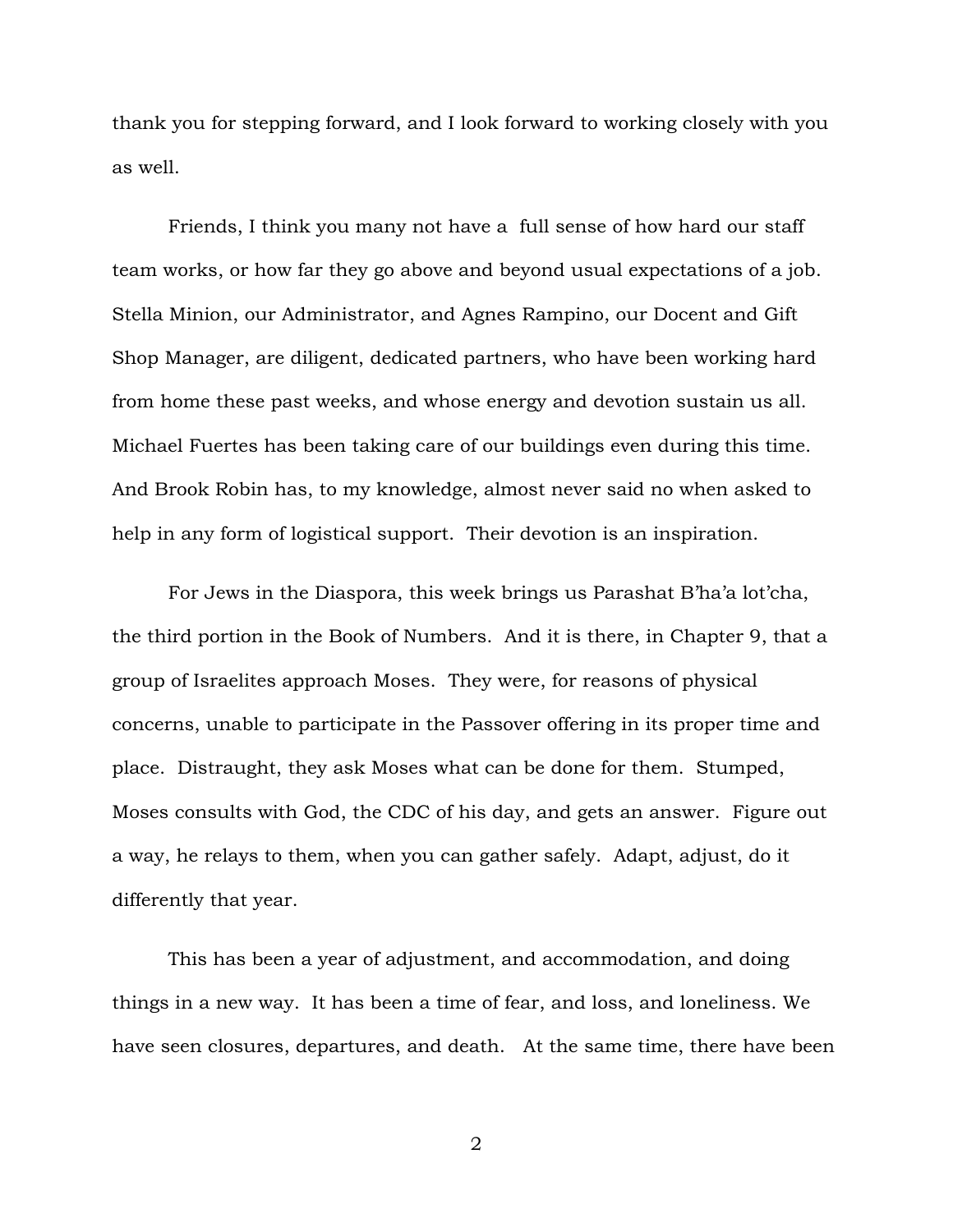thank you for stepping forward, and I look forward to working closely with you as well.

Friends, I think you many not have a full sense of how hard our staff team works, or how far they go above and beyond usual expectations of a job. Stella Minion, our Administrator, and Agnes Rampino, our Docent and Gift Shop Manager, are diligent, dedicated partners, who have been working hard from home these past weeks, and whose energy and devotion sustain us all. Michael Fuertes has been taking care of our buildings even during this time. And Brook Robin has, to my knowledge, almost never said no when asked to help in any form of logistical support. Their devotion is an inspiration.

For Jews in the Diaspora, this week brings us Parashat B'ha'a lot'cha, the third portion in the Book of Numbers. And it is there, in Chapter 9, that a group of Israelites approach Moses. They were, for reasons of physical concerns, unable to participate in the Passover offering in its proper time and place. Distraught, they ask Moses what can be done for them. Stumped, Moses consults with God, the CDC of his day, and gets an answer. Figure out a way, he relays to them, when you can gather safely. Adapt, adjust, do it differently that year.

This has been a year of adjustment, and accommodation, and doing things in a new way. It has been a time of fear, and loss, and loneliness. We have seen closures, departures, and death. At the same time, there have been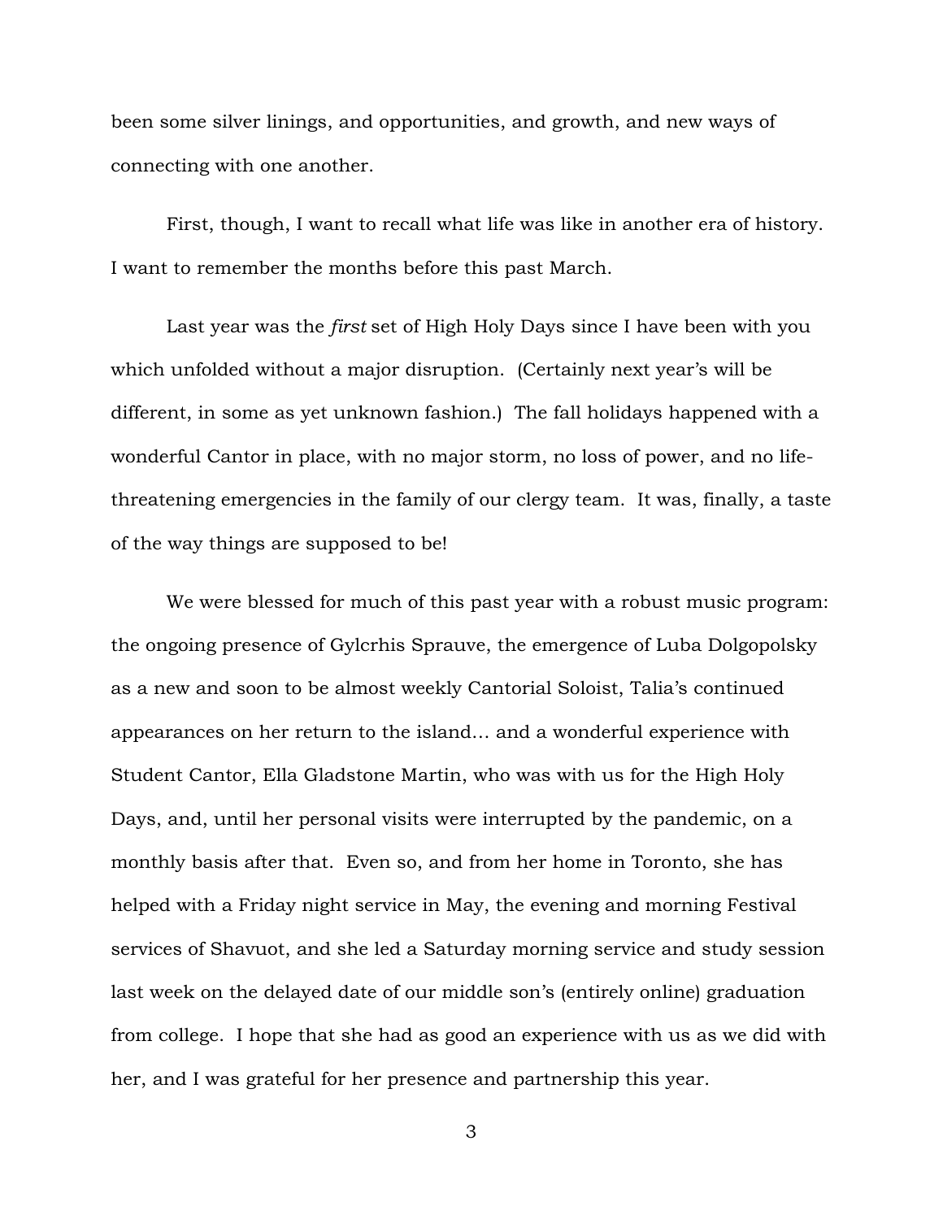been some silver linings, and opportunities, and growth, and new ways of connecting with one another.

First, though, I want to recall what life was like in another era of history. I want to remember the months before this past March.

Last year was the *first* set of High Holy Days since I have been with you which unfolded without a major disruption. (Certainly next year's will be different, in some as yet unknown fashion.) The fall holidays happened with a wonderful Cantor in place, with no major storm, no loss of power, and no life-threatening emergencies in the family of our clergy team. It was, finally, a taste of the way things are supposed to be!

We were blessed for much of this past year with a robust music program: the ongoing presence of Gylcrhis Sprauve, the emergence of Luba Dolgopolsky as a new and soon to be almost weekly Cantorial Soloist, Talia's continued appearances on her return to the island… and a wonderful experience with Student Cantor, Ella Gladstone Martin, who was with us for the High Holy Days, and, until her personal visits were interrupted by the pandemic, on a monthly basis after that. Even so, and from her home in Toronto, she has helped with a Friday night service in May, the evening and morning Festival services of Shavuot, and she led a Saturday morning service and study session last week on the delayed date of our middle son's (entirely online) graduation from college. I hope that she had as good an experience with us as we did with her, and I was grateful for her presence and partnership this year.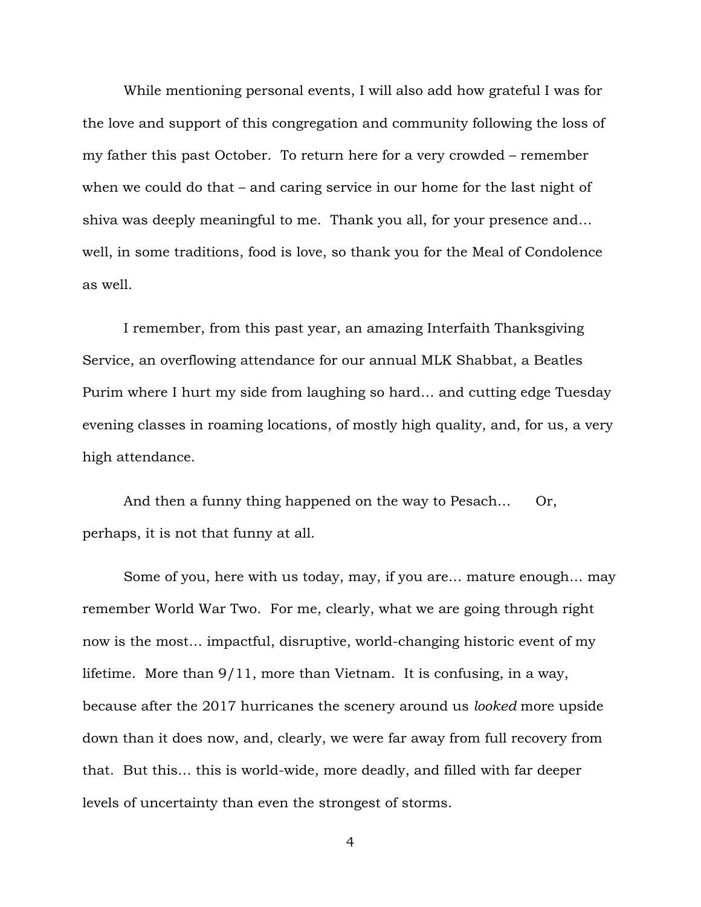While mentioning personal events, I will also add how grateful I was for the love and support of this congregation and community following the loss of my father this past October. To return here for a very crowded – remember when we could do that – and caring service in our home for the last night of shiva was deeply meaningful to me. Thank you all, for your presence and… well, in some traditions, food is love, so thank you for the Meal of Condolence as well.

I remember, from this past year, an amazing Interfaith Thanksgiving Service, an overflowing attendance for our annual MLK Shabbat, a Beatles Purim where I hurt my side from laughing so hard… and cutting edge Tuesday evening classes in roaming locations, of mostly high quality, and, for us, a very high attendance.

And then a funny thing happened on the way to Pesach… Or, perhaps, it is not that funny at all.

Some of you, here with us today, may, if you are… mature enough… may remember World War Two. For me, clearly, what we are going through right now is the most… impactful, disruptive, world-changing historic event of my lifetime. More than 9/11, more than Vietnam. It is confusing, in a way, because after the 2017 hurricanes the scenery around us *looked* more upside down than it does now, and, clearly, we were far away from full recovery from that. But this… this is world-wide, more deadly, and filled with far deeper levels of uncertainty than even the strongest of storms.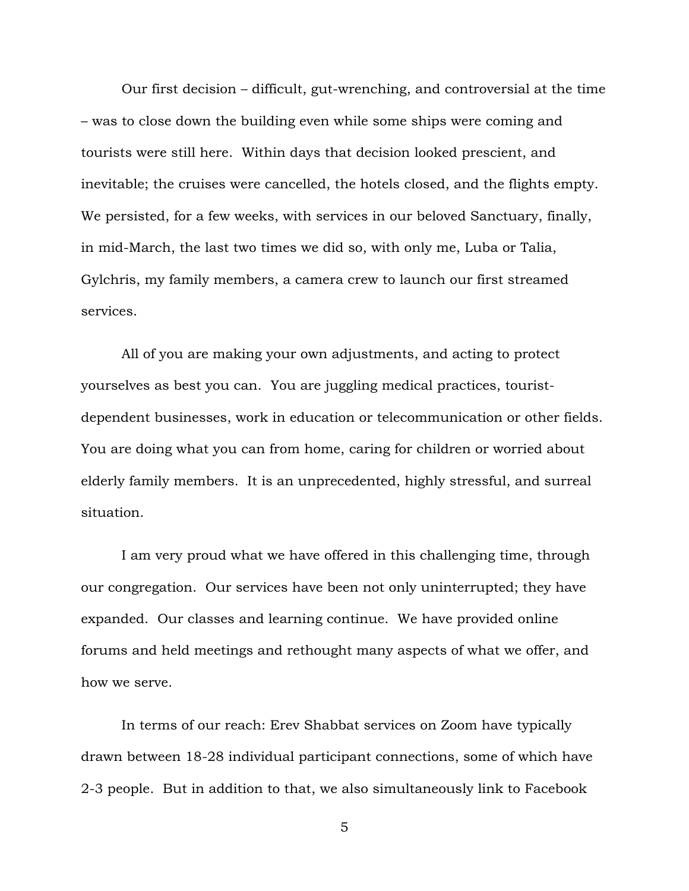Our first decision – difficult, gut-wrenching, and controversial at the time – was to close down the building even while some ships were coming and tourists were still here. Within days that decision looked prescient, and inevitable; the cruises were cancelled, the hotels closed, and the flights empty. We persisted, for a few weeks, with services in our beloved Sanctuary, finally, in mid-March, the last two times we did so, with only me, Luba or Talia, Gylchris, my family members, a camera crew to launch our first streamed services.

All of you are making your own adjustments, and acting to protect yourselves as best you can. You are juggling medical practices, tourist-dependent businesses, work in education or telecommunication or other fields. You are doing what you can from home, caring for children or worried about elderly family members. It is an unprecedented, highly stressful, and surreal situation.

I am very proud what we have offered in this challenging time, through our congregation. Our services have been not only uninterrupted; they have expanded. Our classes and learning continue. We have provided online forums and held meetings and rethought many aspects of what we offer, and how we serve.

In terms of our reach: Erev Shabbat services on Zoom have typically drawn between 18-28 individual participant connections, some of which have 2-3 people. But in addition to that, we also simultaneously link to Facebook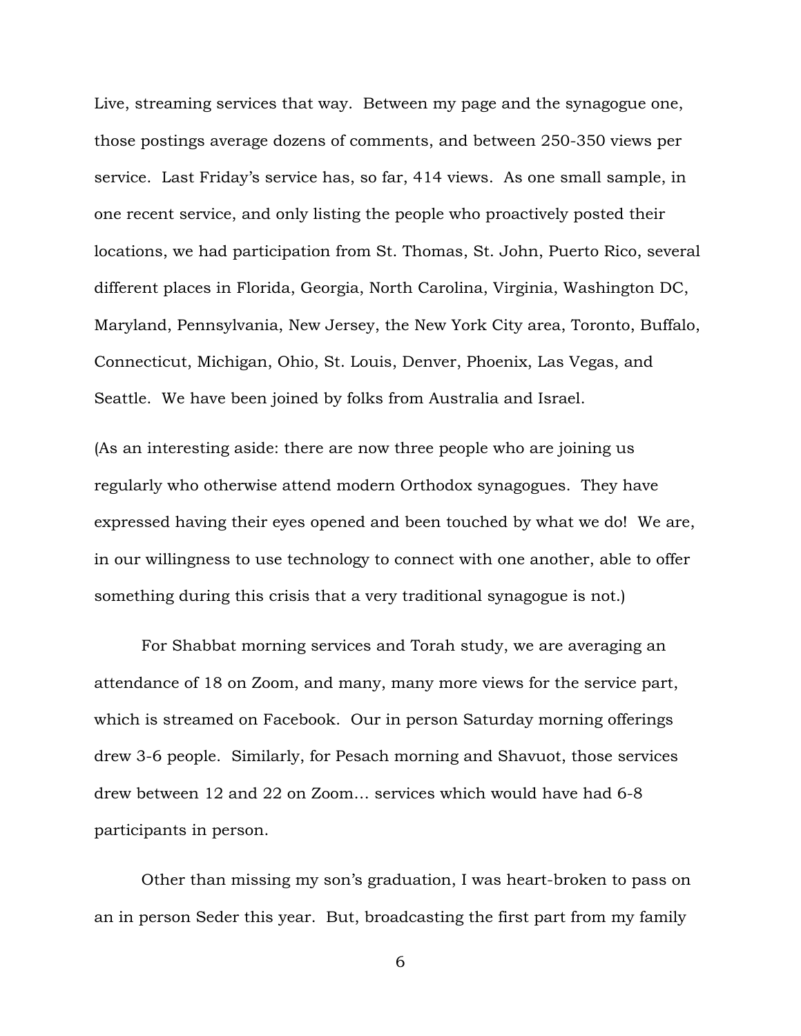Live, streaming services that way. Between my page and the synagogue one, those postings average dozens of comments, and between 250-350 views per service. Last Friday's service has, so far, 414 views. As one small sample, in one recent service, and only listing the people who proactively posted their locations, we had participation from St. Thomas, St. John, Puerto Rico, several different places in Florida, Georgia, North Carolina, Virginia, Washington DC, Maryland, Pennsylvania, New Jersey, the New York City area, Toronto, Buffalo, Connecticut, Michigan, Ohio, St. Louis, Denver, Phoenix, Las Vegas, and Seattle. We have been joined by folks from Australia and Israel.

(As an interesting aside: there are now three people who are joining us regularly who otherwise attend modern Orthodox synagogues. They have expressed having their eyes opened and been touched by what we do! We are, in our willingness to use technology to connect with one another, able to offer something during this crisis that a very traditional synagogue is not.)

For Shabbat morning services and Torah study, we are averaging an attendance of 18 on Zoom, and many, many more views for the service part, which is streamed on Facebook. Our in person Saturday morning offerings drew 3-6 people. Similarly, for Pesach morning and Shavuot, those services drew between 12 and 22 on Zoom… services which would have had 6-8 participants in person.

Other than missing my son's graduation, I was heart-broken to pass on an in person Seder this year. But, broadcasting the first part from my family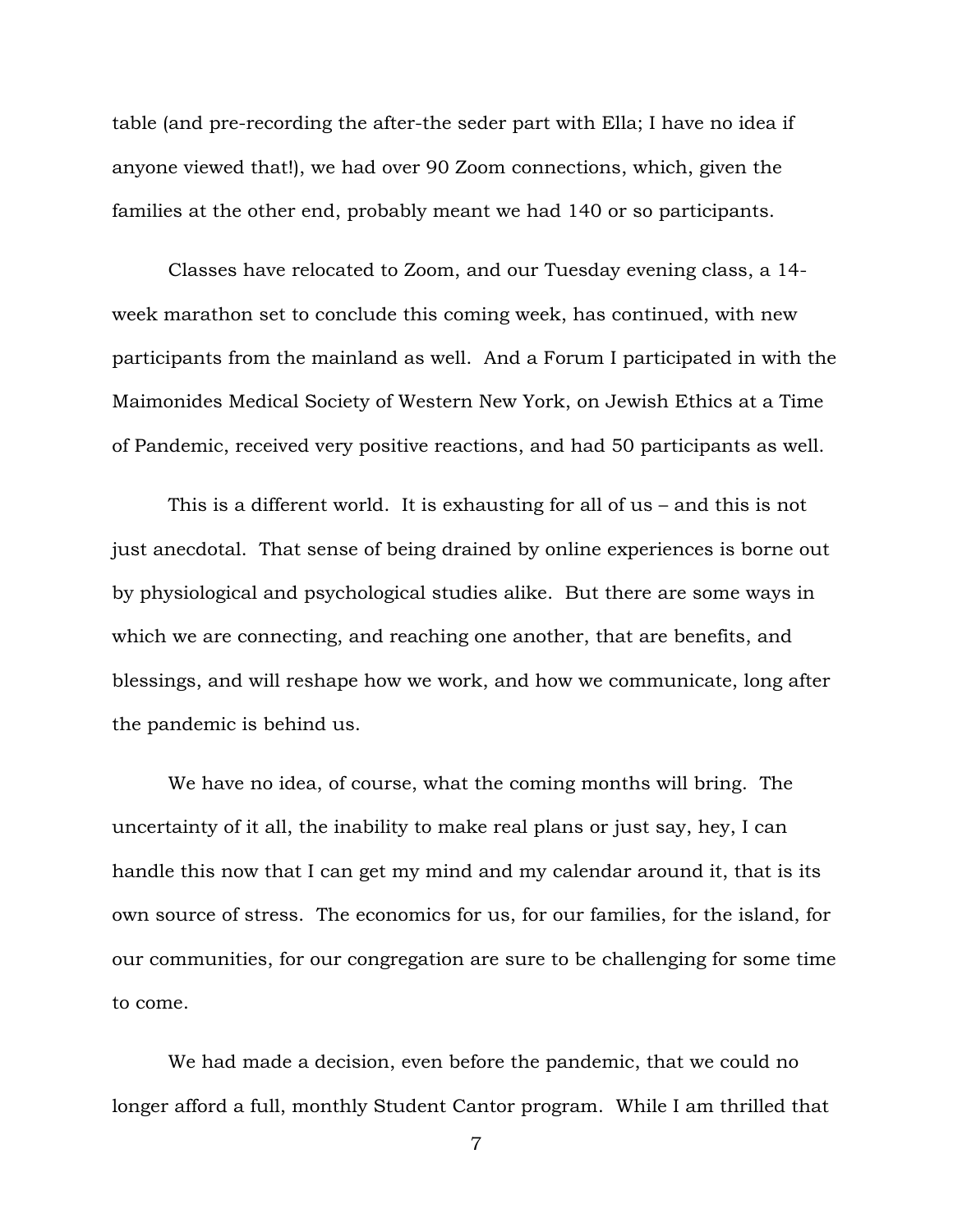table (and pre-recording the after-the seder part with Ella; I have no idea if anyone viewed that!), we had over 90 Zoom connections, which, given the families at the other end, probably meant we had 140 or so participants.

Classes have relocated to Zoom, and our Tuesday evening class, a 14-week marathon set to conclude this coming week, has continued, with new participants from the mainland as well. And a Forum I participated in with the Maimonides Medical Society of Western New York, on Jewish Ethics at a Time of Pandemic, received very positive reactions, and had 50 participants as well.

This is a different world. It is exhausting for all of us – and this is not just anecdotal. That sense of being drained by online experiences is borne out by physiological and psychological studies alike. But there are some ways in which we are connecting, and reaching one another, that are benefits, and blessings, and will reshape how we work, and how we communicate, long after the pandemic is behind us.

We have no idea, of course, what the coming months will bring. The uncertainty of it all, the inability to make real plans or just say, hey, I can handle this now that I can get my mind and my calendar around it, that is its own source of stress. The economics for us, for our families, for the island, for our communities, for our congregation are sure to be challenging for some time to come.

We had made a decision, even before the pandemic, that we could no longer afford a full, monthly Student Cantor program. While I am thrilled that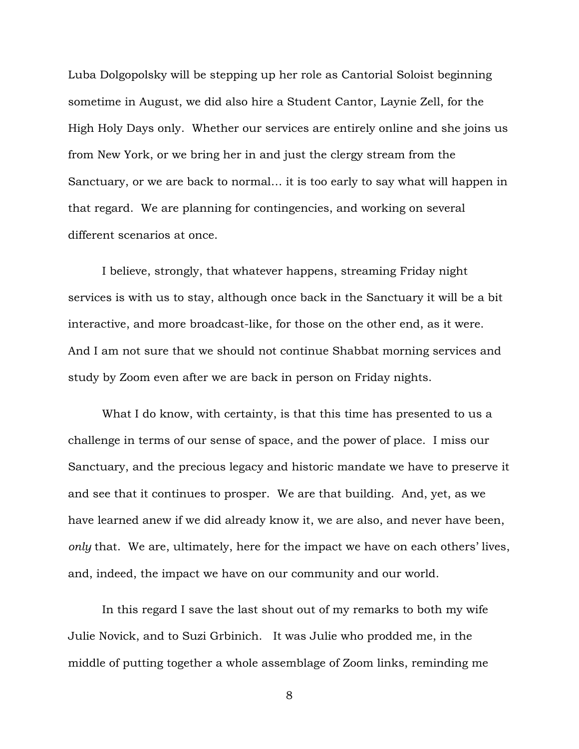Luba Dolgopolsky will be stepping up her role as Cantorial Soloist beginning sometime in August, we did also hire a Student Cantor, Laynie Zell, for the High Holy Days only. Whether our services are entirely online and she joins us from New York, or we bring her in and just the clergy stream from the Sanctuary, or we are back to normal… it is too early to say what will happen in that regard. We are planning for contingencies, and working on several different scenarios at once.

I believe, strongly, that whatever happens, streaming Friday night services is with us to stay, although once back in the Sanctuary it will be a bit interactive, and more broadcast-like, for those on the other end, as it were. And I am not sure that we should not continue Shabbat morning services and study by Zoom even after we are back in person on Friday nights.

What I do know, with certainty, is that this time has presented to us a challenge in terms of our sense of space, and the power of place. I miss our Sanctuary, and the precious legacy and historic mandate we have to preserve it and see that it continues to prosper. We are that building. And, yet, as we have learned anew if we did already know it, we are also, and never have been, *only* that. We are, ultimately, here for the impact we have on each others' lives, and, indeed, the impact we have on our community and our world.

In this regard I save the last shout out of my remarks to both my wife Julie Novick, and to Suzi Grbinich. It was Julie who prodded me, in the middle of putting together a whole assemblage of Zoom links, reminding me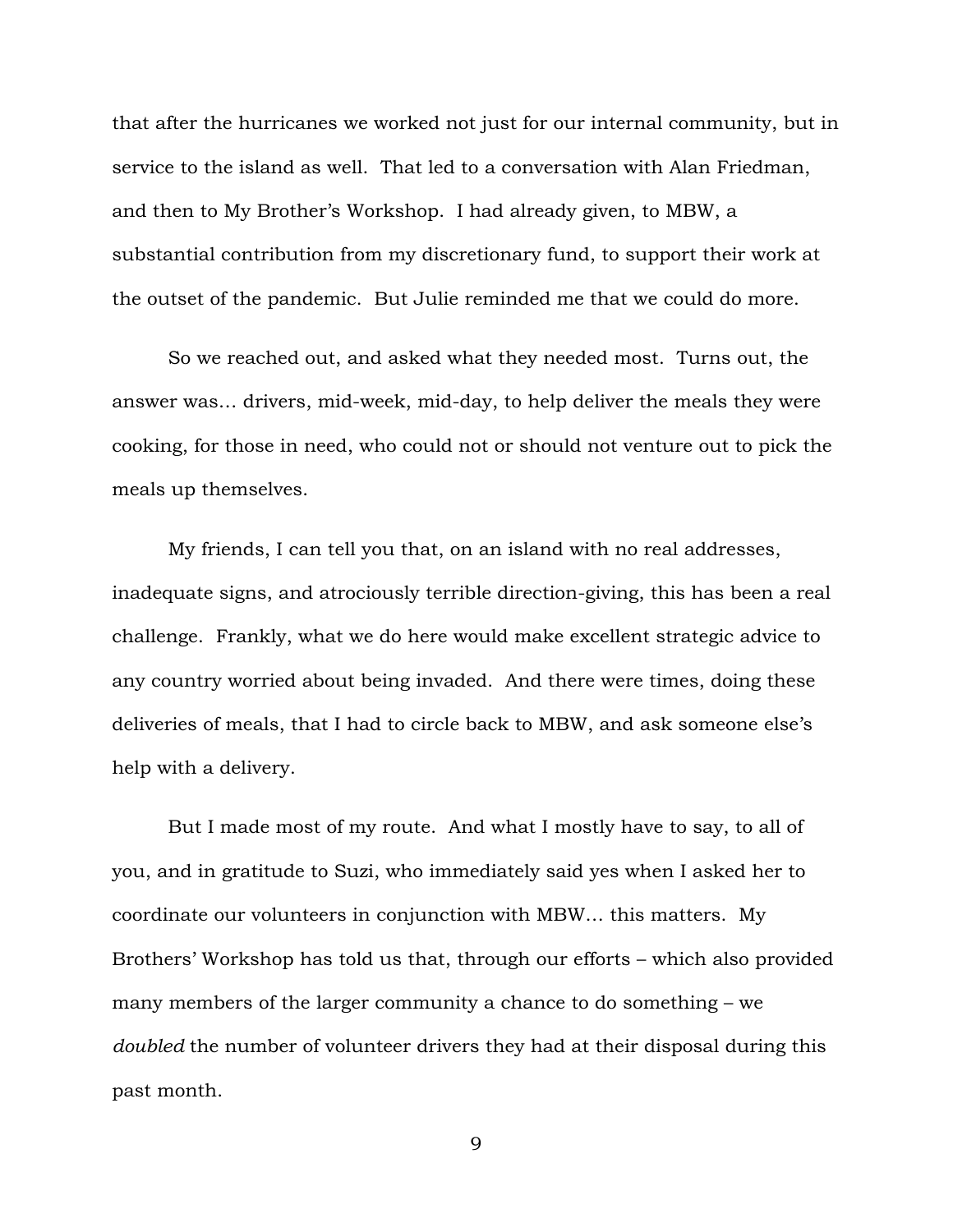that after the hurricanes we worked not just for our internal community, but in service to the island as well. That led to a conversation with Alan Friedman, and then to My Brother's Workshop. I had already given, to MBW, a substantial contribution from my discretionary fund, to support their work at the outset of the pandemic. But Julie reminded me that we could do more.

So we reached out, and asked what they needed most. Turns out, the answer was… drivers, mid-week, mid-day, to help deliver the meals they were cooking, for those in need, who could not or should not venture out to pick the meals up themselves.

My friends, I can tell you that, on an island with no real addresses, inadequate signs, and atrociously terrible direction-giving, this has been a real challenge. Frankly, what we do here would make excellent strategic advice to any country worried about being invaded. And there were times, doing these deliveries of meals, that I had to circle back to MBW, and ask someone else's help with a delivery.

But I made most of my route. And what I mostly have to say, to all of you, and in gratitude to Suzi, who immediately said yes when I asked her to coordinate our volunteers in conjunction with MBW… this matters. My Brothers' Workshop has told us that, through our efforts – which also provided many members of the larger community a chance to do something – we *doubled* the number of volunteer drivers they had at their disposal during this past month.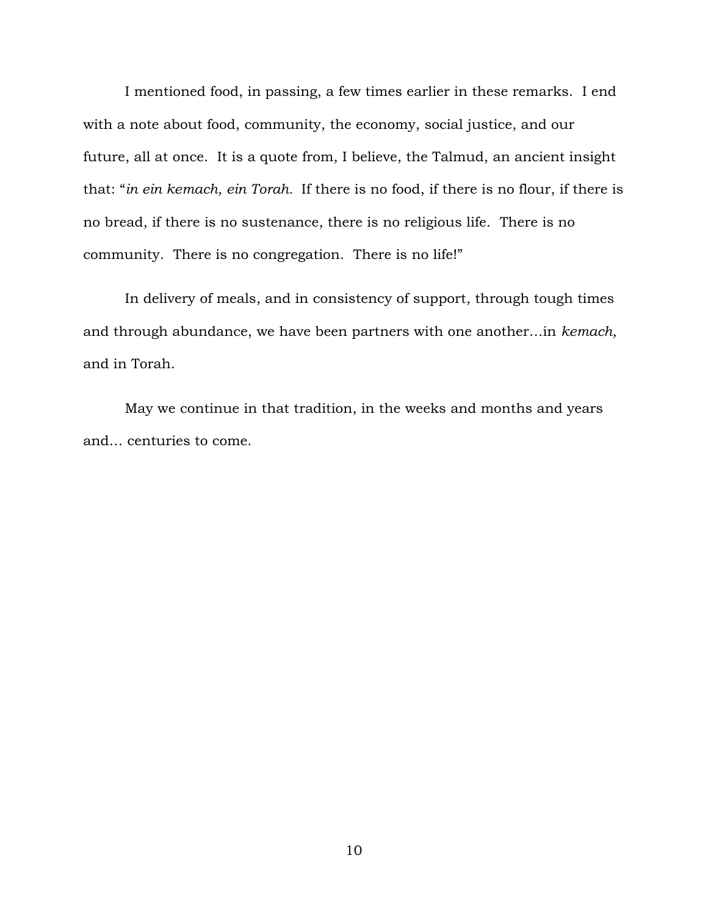I mentioned food, in passing, a few times earlier in these remarks. I end with a note about food, community, the economy, social justice, and our future, all at once. It is a quote from, I believe, the Talmud, an ancient insight that: "*in ein kemach, ein Torah.* If there is no food, if there is no flour, if there is no bread, if there is no sustenance, there is no religious life. There is no community. There is no congregation. There is no life!"

In delivery of meals, and in consistency of support, through tough times and through abundance, we have been partners with one another…in *kemach,* and in Torah.

May we continue in that tradition, in the weeks and months and years and… centuries to come.